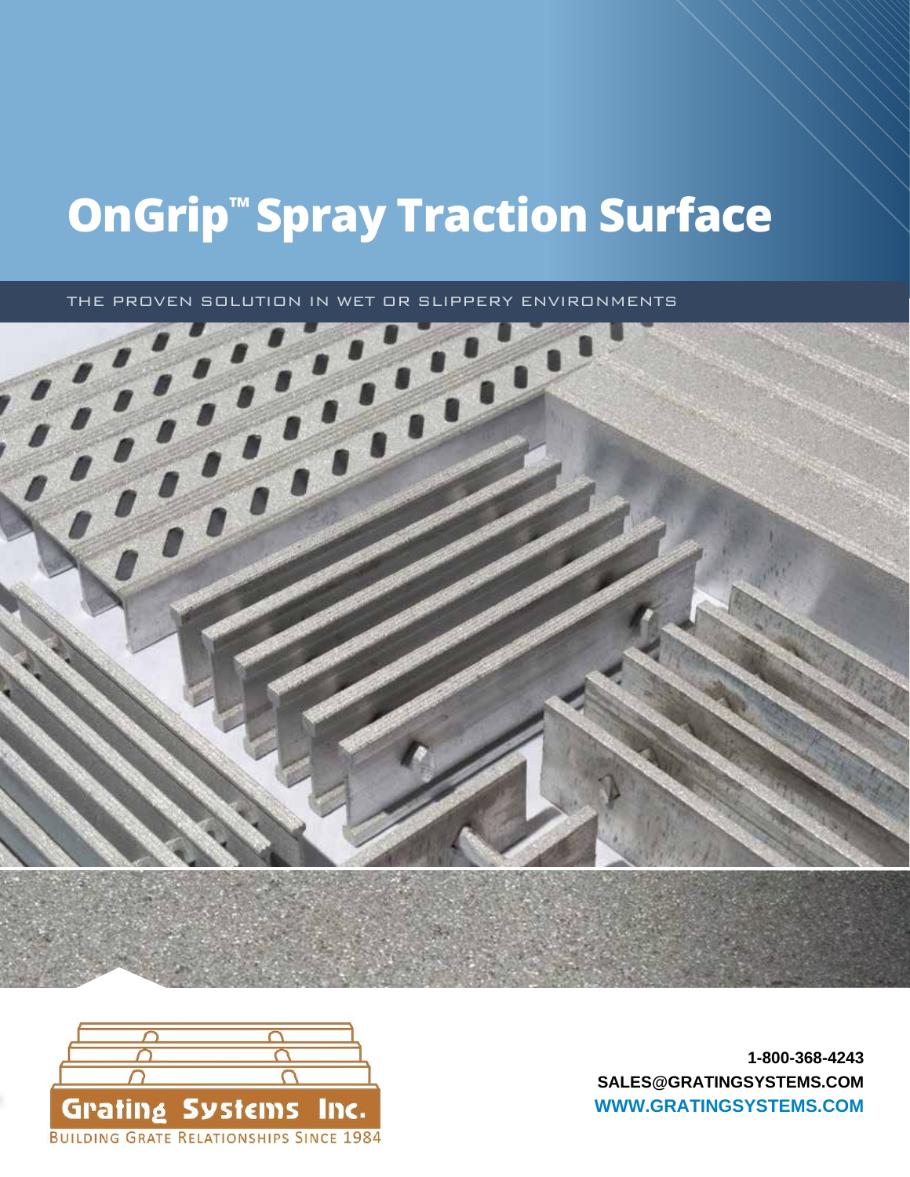# OnGrip™ Spray Traction Surface

THE PROVEN SOLUTION IN WET OR SLIPPERY ENVIRONMENTS

Grating Systems Inc.

BUILDING GRATE RELATIONSHIPS SINCE 1984

**1-800-368-4243**

**SALES@GRATINGSYSTEMS.COM**

**WWW.GRATINGSYSTEMS.COM**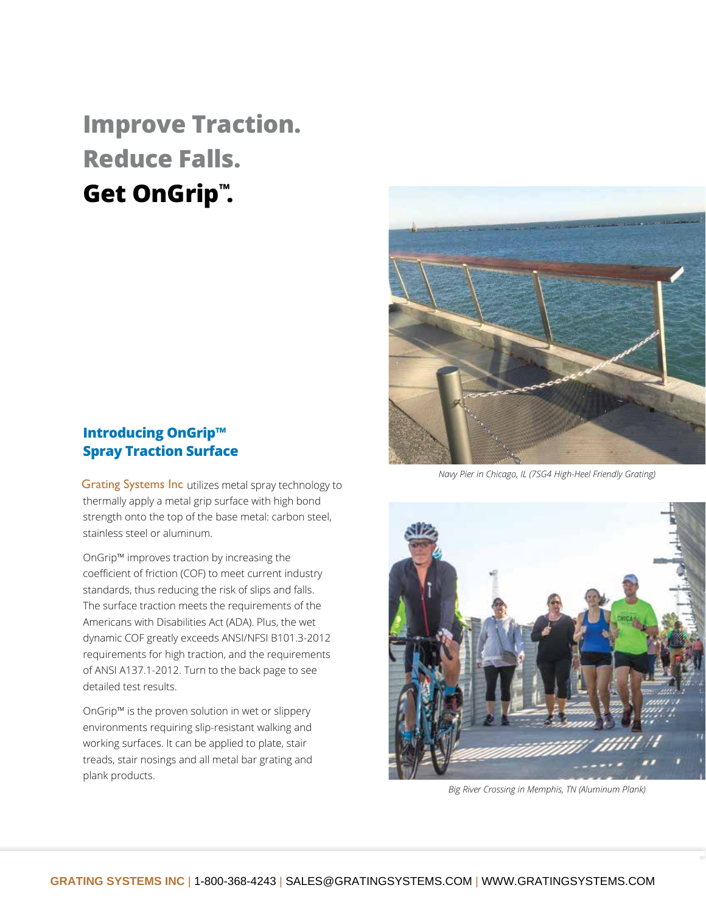# Improve Traction. Reduce Falls. **Get OnGrip™.**

## Introducing OnGrip™ Spray Traction Surface

Grating Systems Inc utilizes metal spray technology to thermally apply a metal grip surface with high bond strength onto the top of the base metal: carbon steel, stainless steel or aluminum.

OnGrip™ improves traction by increasing the coefficient of friction (COF) to meet current industry standards, thus reducing the risk of slips and falls. The surface traction meets the requirements of the Americans with Disabilities Act (ADA). Plus, the wet dynamic COF greatly exceeds ANSI/NFSI B101.3-2012 requirements for high traction, and the requirements of ANSI A137.1-2012. Turn to the back page to see detailed test results.

OnGrip™ is the proven solution in wet or slippery environments requiring slip-resistant walking and working surfaces. It can be applied to plate, stair treads, stair nosings and all metal bar grating and plank products.

*Navy Pier in Chicago, IL (7SG4 High-Heel Friendly Grating)*

*Big River Crossing in Memphis, TN (Aluminum Plank)*

GRATING SYSTEMS INC | 1-800-368-4243 | SALES@GRATINGSYSTEMS.COM | WWW.GRATINGSYSTEMS.COM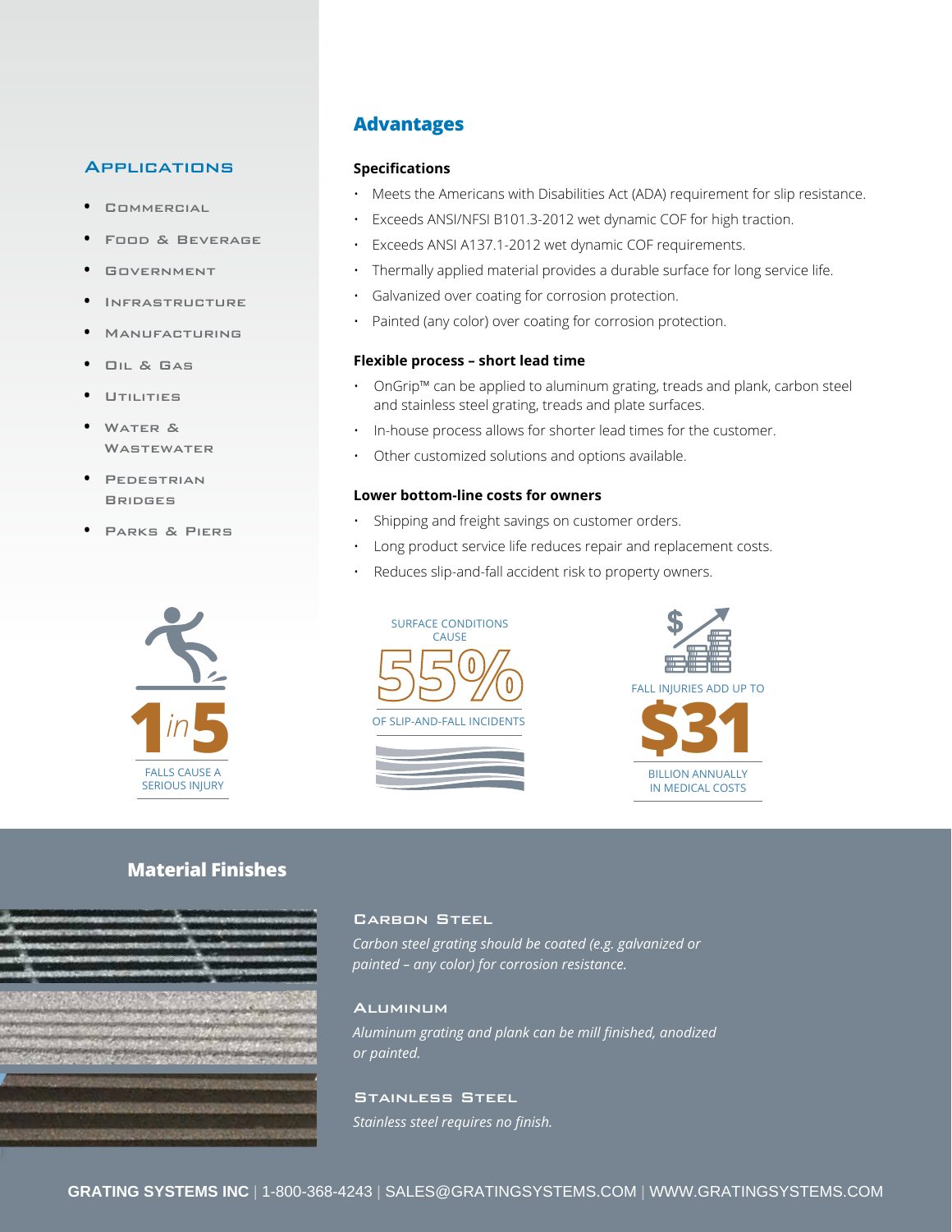## Applications

- Commercial
- Food & Beverage
- Government
- Infrastructure
- Manufacturing
- Oil & Gas
- Utilities
- Water & Wastewater
- Pedestrian Bridges
- Parks & Piers

## Advantages

### Specifications

- Meets the Americans with Disabilities Act (ADA) requirement for slip resistance.
- Exceeds ANSI/NFSI B101.3-2012 wet dynamic COF for high traction.
- Exceeds ANSI A137.1-2012 wet dynamic COF requirements.
- Thermally applied material provides a durable surface for long service life.
- Galvanized over coating for corrosion protection.
- Painted (any color) over coating for corrosion protection.

### Flexible process – short lead time

- OnGrip™ can be applied to aluminum grating, treads and plank, carbon steel and stainless steel grating, treads and plate surfaces.
- In-house process allows for shorter lead times for the customer.
- Other customized solutions and options available.

### Lower bottom-line costs for owners

- Shipping and freight savings on customer orders.
- Long product service life reduces repair and replacement costs.
- Reduces slip-and-fall accident risk to property owners.

**1 in 5** FALLS CAUSE A SERIOUS INJURY

SURFACE CONDITIONS CAUSE **55%** OF SLIP-AND-FALL INCIDENTS

FALL INJURIES ADD UP TO **$31** BILLION ANNUALLY IN MEDICAL COSTS

## Material Finishes

### Carbon Steel

*Carbon steel grating should be coated (e.g. galvanized or painted – any color) for corrosion resistance.*

### Aluminum

*Aluminum grating and plank can be mill finished, anodized or painted.*

### Stainless Steel

*Stainless steel requires no finish.*

**GRATING SYSTEMS INC** | 1-800-368-4243 | SALES@GRATINGSYSTEMS.COM | WWW.GRATINGSYSTEMS.COM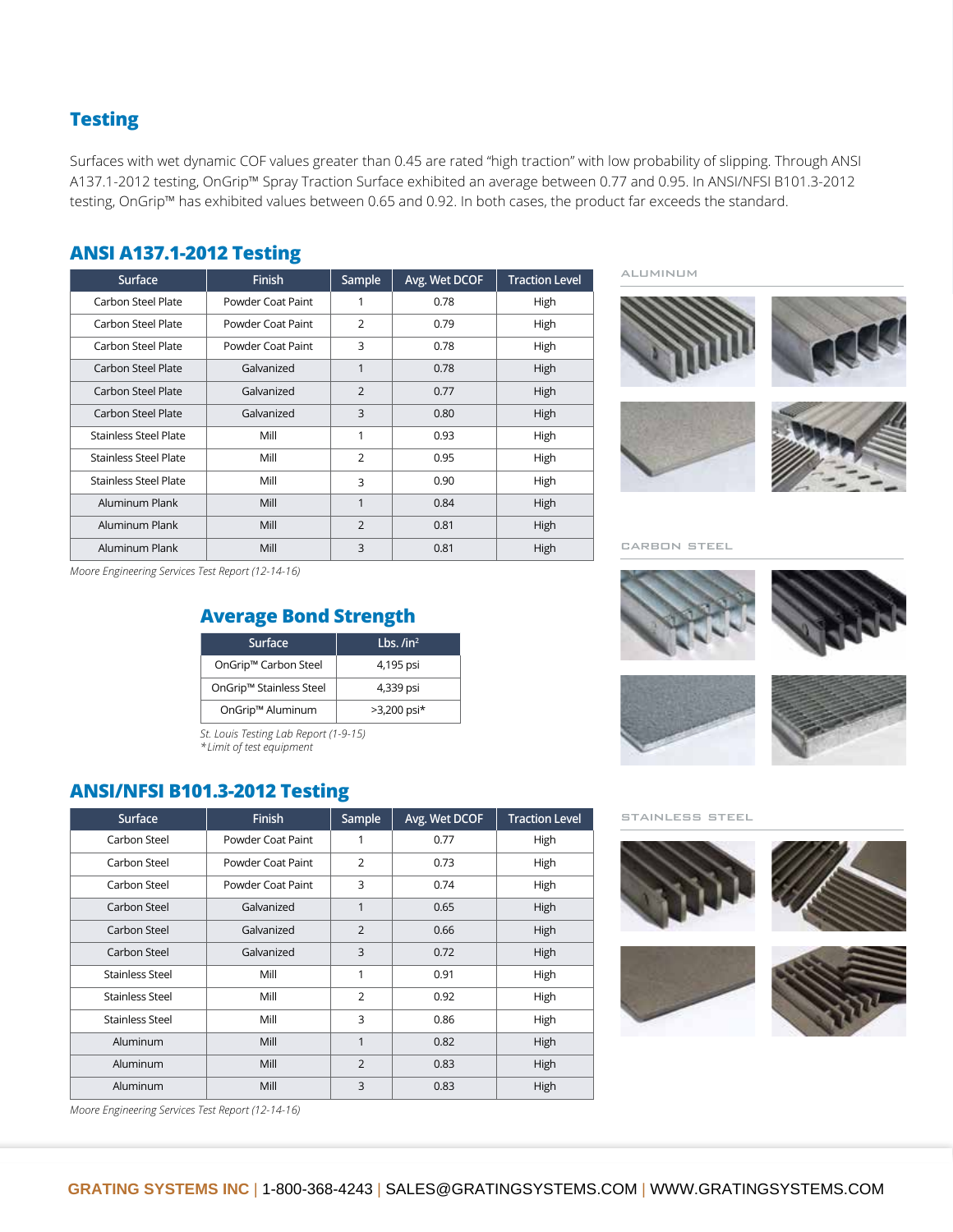## Testing

Surfaces with wet dynamic COF values greater than 0.45 are rated “high traction” with low probability of slipping. Through ANSI A137.1-2012 testing, OnGrip™ Spray Traction Surface exhibited an average between 0.77 and 0.95. In ANSI/NFSI B101.3-2012 testing, OnGrip™ has exhibited values between 0.65 and 0.92. In both cases, the product far exceeds the standard.

### ANSI A137.1-2012 Testing

| Surface | Finish | Sample | Avg. Wet DCOF | Traction Level |
|---|---|---|---|---|
| Carbon Steel Plate | Powder Coat Paint | 1 | 0.78 | High |
| Carbon Steel Plate | Powder Coat Paint | 2 | 0.79 | High |
| Carbon Steel Plate | Powder Coat Paint | 3 | 0.78 | High |
| Carbon Steel Plate | Galvanized | 1 | 0.78 | High |
| Carbon Steel Plate | Galvanized | 2 | 0.77 | High |
| Carbon Steel Plate | Galvanized | 3 | 0.80 | High |
| Stainless Steel Plate | Mill | 1 | 0.93 | High |
| Stainless Steel Plate | Mill | 2 | 0.95 | High |
| Stainless Steel Plate | Mill | 3 | 0.90 | High |
| Aluminum Plank | Mill | 1 | 0.84 | High |
| Aluminum Plank | Mill | 2 | 0.81 | High |
| Aluminum Plank | Mill | 3 | 0.81 | High |

*Moore Engineering Services Test Report (12-14-16)*

ALUMINUM

CARBON STEEL

STAINLESS STEEL

### Average Bond Strength

| Surface | Lbs. /in² |
|---|---|
| OnGrip™ Carbon Steel | 4,195 psi |
| OnGrip™ Stainless Steel | 4,339 psi |
| OnGrip™ Aluminum | >3,200 psi* |

*St. Louis Testing Lab Report (1-9-15)*
*\*Limit of test equipment*

### ANSI/NFSI B101.3-2012 Testing

| Surface | Finish | Sample | Avg. Wet DCOF | Traction Level |
|---|---|---|---|---|
| Carbon Steel | Powder Coat Paint | 1 | 0.77 | High |
| Carbon Steel | Powder Coat Paint | 2 | 0.73 | High |
| Carbon Steel | Powder Coat Paint | 3 | 0.74 | High |
| Carbon Steel | Galvanized | 1 | 0.65 | High |
| Carbon Steel | Galvanized | 2 | 0.66 | High |
| Carbon Steel | Galvanized | 3 | 0.72 | High |
| Stainless Steel | Mill | 1 | 0.91 | High |
| Stainless Steel | Mill | 2 | 0.92 | High |
| Stainless Steel | Mill | 3 | 0.86 | High |
| Aluminum | Mill | 1 | 0.82 | High |
| Aluminum | Mill | 2 | 0.83 | High |
| Aluminum | Mill | 3 | 0.83 | High |

*Moore Engineering Services Test Report (12-14-16)*

GRATING SYSTEMS INC | 1-800-368-4243 | SALES@GRATINGSYSTEMS.COM | WWW.GRATINGSYSTEMS.COM